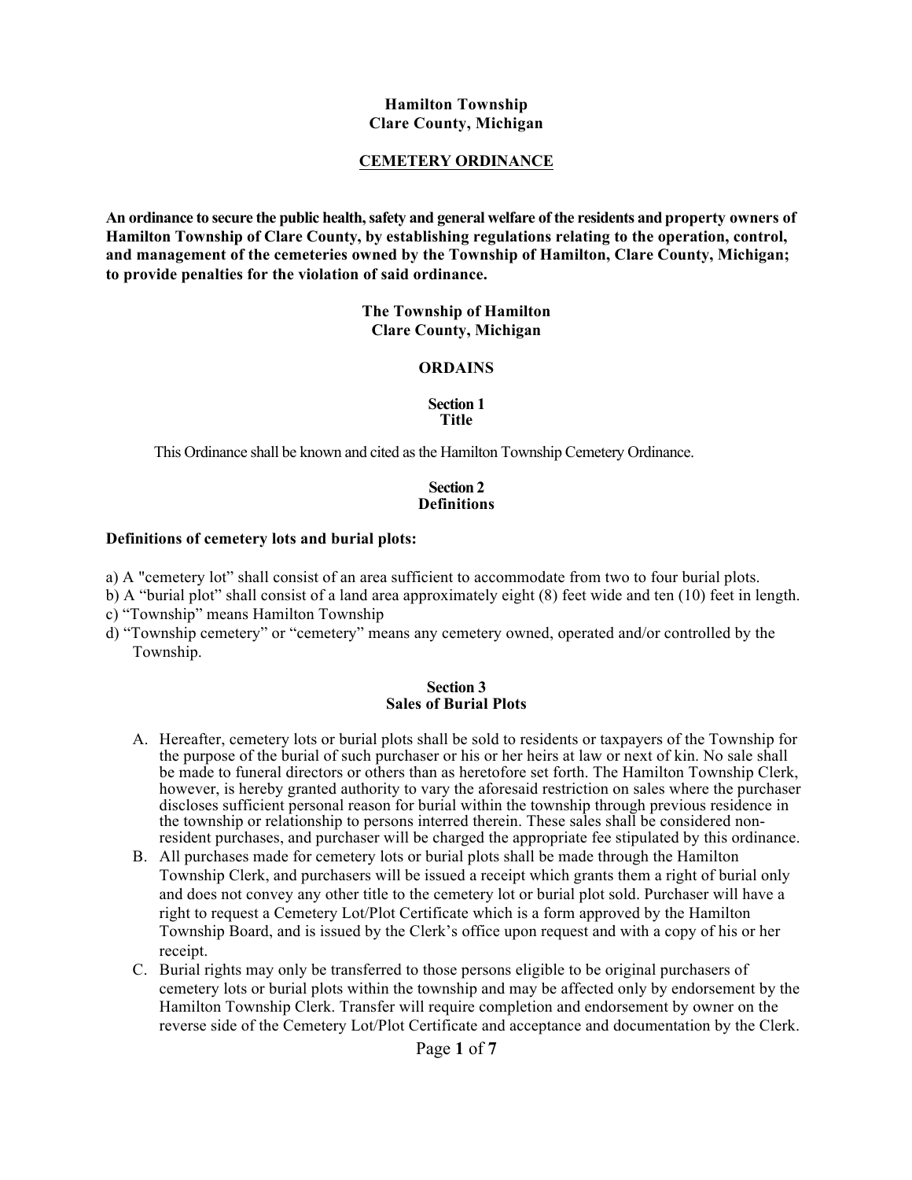**Hamilton Township**
**Clare County, Michigan**

**CEMETERY ORDINANCE**

**An ordinance to secure the public health, safety and general welfare of the residents and property owners of Hamilton Township of Clare County, by establishing regulations relating to the operation, control, and management of the cemeteries owned by the Township of Hamilton, Clare County, Michigan; to provide penalties for the violation of said ordinance.**

**The Township of Hamilton**
**Clare County, Michigan**

**ORDAINS**

## Section 1
## Title

This Ordinance shall be known and cited as the Hamilton Township Cemetery Ordinance.

## Section 2
## Definitions

**Definitions of cemetery lots and burial plots:**

a) A "cemetery lot" shall consist of an area sufficient to accommodate from two to four burial plots.
b) A "burial plot" shall consist of a land area approximately eight (8) feet wide and ten (10) feet in length.
c) "Township" means Hamilton Township
d) "Township cemetery" or "cemetery" means any cemetery owned, operated and/or controlled by the Township.

## Section 3
## Sales of Burial Plots

A. Hereafter, cemetery lots or burial plots shall be sold to residents or taxpayers of the Township for the purpose of the burial of such purchaser or his or her heirs at law or next of kin. No sale shall be made to funeral directors or others than as heretofore set forth. The Hamilton Township Clerk, however, is hereby granted authority to vary the aforesaid restriction on sales where the purchaser discloses sufficient personal reason for burial within the township through previous residence in the township or relationship to persons interred therein. These sales shall be considered non-resident purchases, and purchaser will be charged the appropriate fee stipulated by this ordinance.
B. All purchases made for cemetery lots or burial plots shall be made through the Hamilton Township Clerk, and purchasers will be issued a receipt which grants them a right of burial only and does not convey any other title to the cemetery lot or burial plot sold. Purchaser will have a right to request a Cemetery Lot/Plot Certificate which is a form approved by the Hamilton Township Board, and is issued by the Clerk's office upon request and with a copy of his or her receipt.
C. Burial rights may only be transferred to those persons eligible to be original purchasers of cemetery lots or burial plots within the township and may be affected only by endorsement by the Hamilton Township Clerk. Transfer will require completion and endorsement by owner on the reverse side of the Cemetery Lot/Plot Certificate and acceptance and documentation by the Clerk.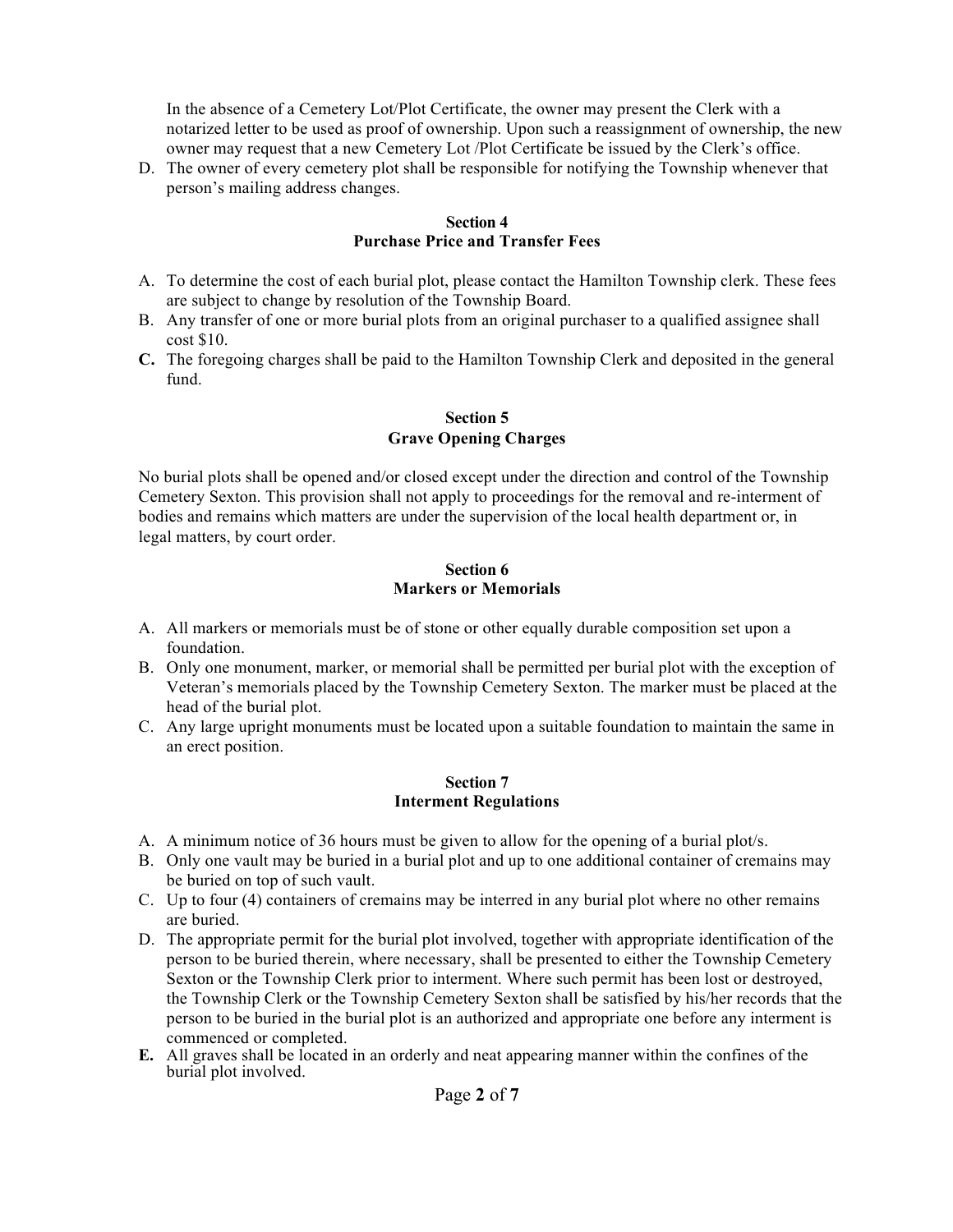In the absence of a Cemetery Lot/Plot Certificate, the owner may present the Clerk with a notarized letter to be used as proof of ownership. Upon such a reassignment of ownership, the new owner may request that a new Cemetery Lot /Plot Certificate be issued by the Clerk's office.

D. The owner of every cemetery plot shall be responsible for notifying the Township whenever that person's mailing address changes.

### Section 4
### Purchase Price and Transfer Fees

A. To determine the cost of each burial plot, please contact the Hamilton Township clerk. These fees are subject to change by resolution of the Township Board.
B. Any transfer of one or more burial plots from an original purchaser to a qualified assignee shall cost $10.
**C.** The foregoing charges shall be paid to the Hamilton Township Clerk and deposited in the general fund.

### Section 5
### Grave Opening Charges

No burial plots shall be opened and/or closed except under the direction and control of the Township Cemetery Sexton. This provision shall not apply to proceedings for the removal and re-interment of bodies and remains which matters are under the supervision of the local health department or, in legal matters, by court order.

### Section 6
### Markers or Memorials

A. All markers or memorials must be of stone or other equally durable composition set upon a foundation.
B. Only one monument, marker, or memorial shall be permitted per burial plot with the exception of Veteran's memorials placed by the Township Cemetery Sexton. The marker must be placed at the head of the burial plot.
C. Any large upright monuments must be located upon a suitable foundation to maintain the same in an erect position.

### Section 7
### Interment Regulations

A. A minimum notice of 36 hours must be given to allow for the opening of a burial plot/s.
B. Only one vault may be buried in a burial plot and up to one additional container of cremains may be buried on top of such vault.
C. Up to four (4) containers of cremains may be interred in any burial plot where no other remains are buried.
D. The appropriate permit for the burial plot involved, together with appropriate identification of the person to be buried therein, where necessary, shall be presented to either the Township Cemetery Sexton or the Township Clerk prior to interment. Where such permit has been lost or destroyed, the Township Clerk or the Township Cemetery Sexton shall be satisfied by his/her records that the person to be buried in the burial plot is an authorized and appropriate one before any interment is commenced or completed.
**E.** All graves shall be located in an orderly and neat appearing manner within the confines of the burial plot involved.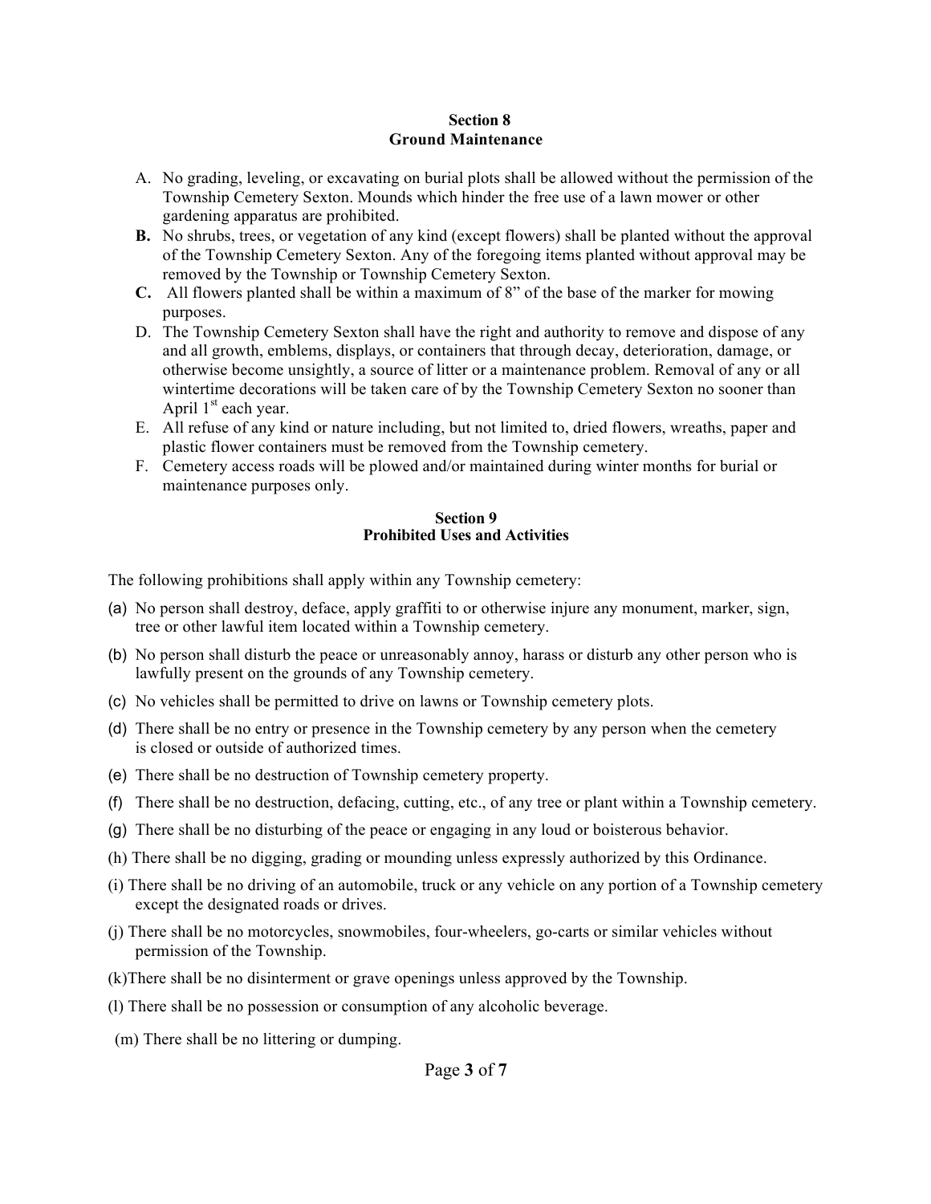## Section 8
## Ground Maintenance

A. No grading, leveling, or excavating on burial plots shall be allowed without the permission of the Township Cemetery Sexton. Mounds which hinder the free use of a lawn mower or other gardening apparatus are prohibited.

**B.** No shrubs, trees, or vegetation of any kind (except flowers) shall be planted without the approval of the Township Cemetery Sexton. Any of the foregoing items planted without approval may be removed by the Township or Township Cemetery Sexton.

**C.** All flowers planted shall be within a maximum of 8" of the base of the marker for mowing purposes.

D. The Township Cemetery Sexton shall have the right and authority to remove and dispose of any and all growth, emblems, displays, or containers that through decay, deterioration, damage, or otherwise become unsightly, a source of litter or a maintenance problem. Removal of any or all wintertime decorations will be taken care of by the Township Cemetery Sexton no sooner than April 1st each year.

E. All refuse of any kind or nature including, but not limited to, dried flowers, wreaths, paper and plastic flower containers must be removed from the Township cemetery.

F. Cemetery access roads will be plowed and/or maintained during winter months for burial or maintenance purposes only.

## Section 9
## Prohibited Uses and Activities

The following prohibitions shall apply within any Township cemetery:

(a) No person shall destroy, deface, apply graffiti to or otherwise injure any monument, marker, sign, tree or other lawful item located within a Township cemetery.

(b) No person shall disturb the peace or unreasonably annoy, harass or disturb any other person who is lawfully present on the grounds of any Township cemetery.

(c) No vehicles shall be permitted to drive on lawns or Township cemetery plots.

(d) There shall be no entry or presence in the Township cemetery by any person when the cemetery is closed or outside of authorized times.

(e) There shall be no destruction of Township cemetery property.

(f) There shall be no destruction, defacing, cutting, etc., of any tree or plant within a Township cemetery.

(g) There shall be no disturbing of the peace or engaging in any loud or boisterous behavior.

(h) There shall be no digging, grading or mounding unless expressly authorized by this Ordinance.

(i) There shall be no driving of an automobile, truck or any vehicle on any portion of a Township cemetery except the designated roads or drives.

(j) There shall be no motorcycles, snowmobiles, four-wheelers, go-carts or similar vehicles without permission of the Township.

(k) There shall be no disinterment or grave openings unless approved by the Township.

(l) There shall be no possession or consumption of any alcoholic beverage.

(m) There shall be no littering or dumping.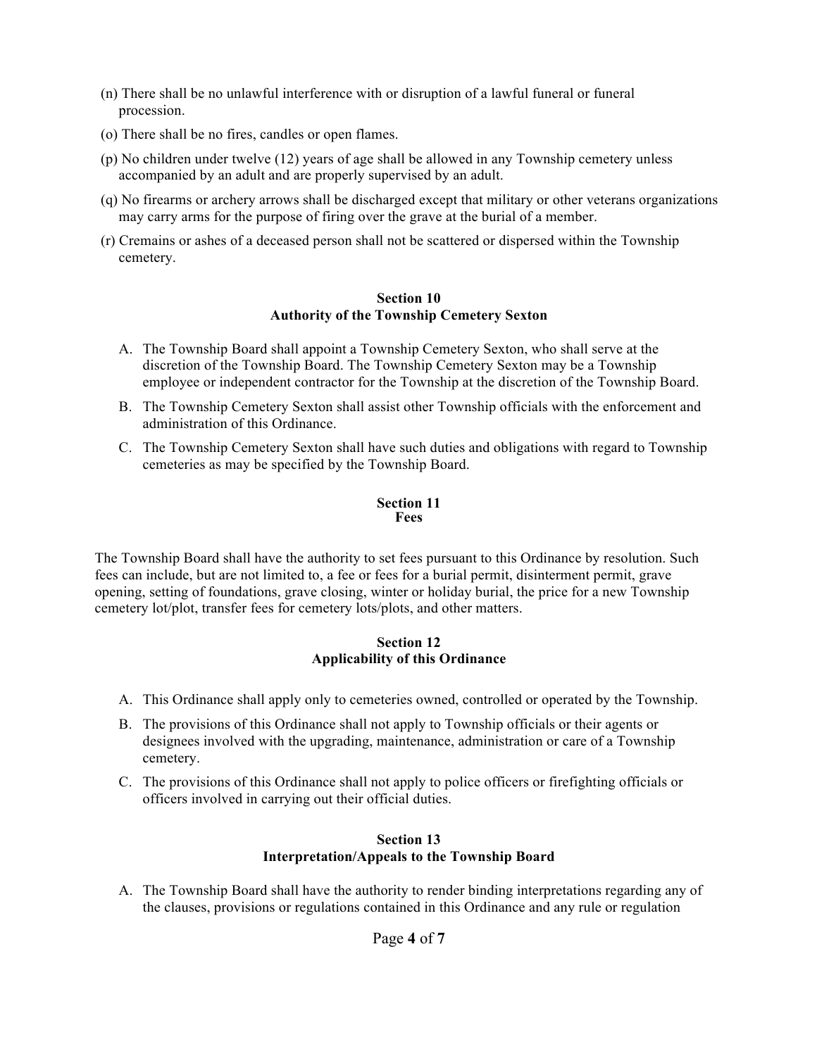(n) There shall be no unlawful interference with or disruption of a lawful funeral or funeral procession.

(o) There shall be no fires, candles or open flames.

(p) No children under twelve (12) years of age shall be allowed in any Township cemetery unless accompanied by an adult and are properly supervised by an adult.

(q) No firearms or archery arrows shall be discharged except that military or other veterans organizations may carry arms for the purpose of firing over the grave at the burial of a member.

(r) Cremains or ashes of a deceased person shall not be scattered or dispersed within the Township cemetery.

## Section 10
## Authority of the Township Cemetery Sexton

A. The Township Board shall appoint a Township Cemetery Sexton, who shall serve at the discretion of the Township Board. The Township Cemetery Sexton may be a Township employee or independent contractor for the Township at the discretion of the Township Board.

B. The Township Cemetery Sexton shall assist other Township officials with the enforcement and administration of this Ordinance.

C. The Township Cemetery Sexton shall have such duties and obligations with regard to Township cemeteries as may be specified by the Township Board.

## Section 11
## Fees

The Township Board shall have the authority to set fees pursuant to this Ordinance by resolution. Such fees can include, but are not limited to, a fee or fees for a burial permit, disinterment permit, grave opening, setting of foundations, grave closing, winter or holiday burial, the price for a new Township cemetery lot/plot, transfer fees for cemetery lots/plots, and other matters.

## Section 12
## Applicability of this Ordinance

A. This Ordinance shall apply only to cemeteries owned, controlled or operated by the Township.

B. The provisions of this Ordinance shall not apply to Township officials or their agents or designees involved with the upgrading, maintenance, administration or care of a Township cemetery.

C. The provisions of this Ordinance shall not apply to police officers or firefighting officials or officers involved in carrying out their official duties.

## Section 13
## Interpretation/Appeals to the Township Board

A. The Township Board shall have the authority to render binding interpretations regarding any of the clauses, provisions or regulations contained in this Ordinance and any rule or regulation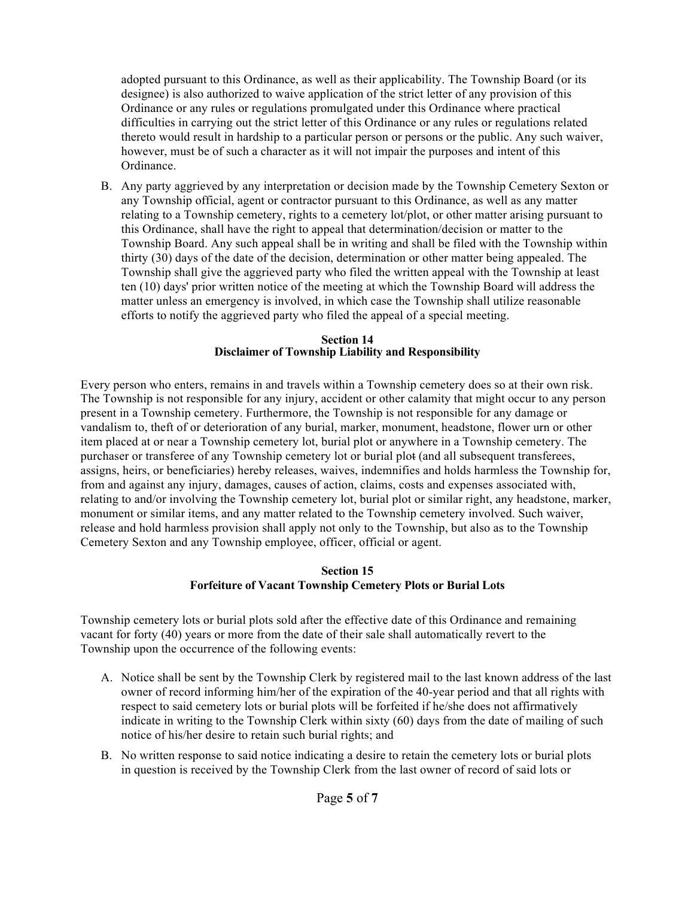adopted pursuant to this Ordinance, as well as their applicability. The Township Board (or its designee) is also authorized to waive application of the strict letter of any provision of this Ordinance or any rules or regulations promulgated under this Ordinance where practical difficulties in carrying out the strict letter of this Ordinance or any rules or regulations related thereto would result in hardship to a particular person or persons or the public. Any such waiver, however, must be of such a character as it will not impair the purposes and intent of this Ordinance.

B. Any party aggrieved by any interpretation or decision made by the Township Cemetery Sexton or any Township official, agent or contractor pursuant to this Ordinance, as well as any matter relating to a Township cemetery, rights to a cemetery lot/plot, or other matter arising pursuant to this Ordinance, shall have the right to appeal that determination/decision or matter to the Township Board. Any such appeal shall be in writing and shall be filed with the Township within thirty (30) days of the date of the decision, determination or other matter being appealed. The Township shall give the aggrieved party who filed the written appeal with the Township at least ten (10) days' prior written notice of the meeting at which the Township Board will address the matter unless an emergency is involved, in which case the Township shall utilize reasonable efforts to notify the aggrieved party who filed the appeal of a special meeting.

## Section 14
## Disclaimer of Township Liability and Responsibility

Every person who enters, remains in and travels within a Township cemetery does so at their own risk. The Township is not responsible for any injury, accident or other calamity that might occur to any person present in a Township cemetery. Furthermore, the Township is not responsible for any damage or vandalism to, theft of or deterioration of any burial, marker, monument, headstone, flower urn or other item placed at or near a Township cemetery lot, burial plot or anywhere in a Township cemetery. The purchaser or transferee of any Township cemetery lot or burial plot (and all subsequent transferees, assigns, heirs, or beneficiaries) hereby releases, waives, indemnifies and holds harmless the Township for, from and against any injury, damages, causes of action, claims, costs and expenses associated with, relating to and/or involving the Township cemetery lot, burial plot or similar right, any headstone, marker, monument or similar items, and any matter related to the Township cemetery involved. Such waiver, release and hold harmless provision shall apply not only to the Township, but also as to the Township Cemetery Sexton and any Township employee, officer, official or agent.

## Section 15
## Forfeiture of Vacant Township Cemetery Plots or Burial Lots

Township cemetery lots or burial plots sold after the effective date of this Ordinance and remaining vacant for forty (40) years or more from the date of their sale shall automatically revert to the Township upon the occurrence of the following events:

A. Notice shall be sent by the Township Clerk by registered mail to the last known address of the last owner of record informing him/her of the expiration of the 40-year period and that all rights with respect to said cemetery lots or burial plots will be forfeited if he/she does not affirmatively indicate in writing to the Township Clerk within sixty (60) days from the date of mailing of such notice of his/her desire to retain such burial rights; and

B. No written response to said notice indicating a desire to retain the cemetery lots or burial plots in question is received by the Township Clerk from the last owner of record of said lots or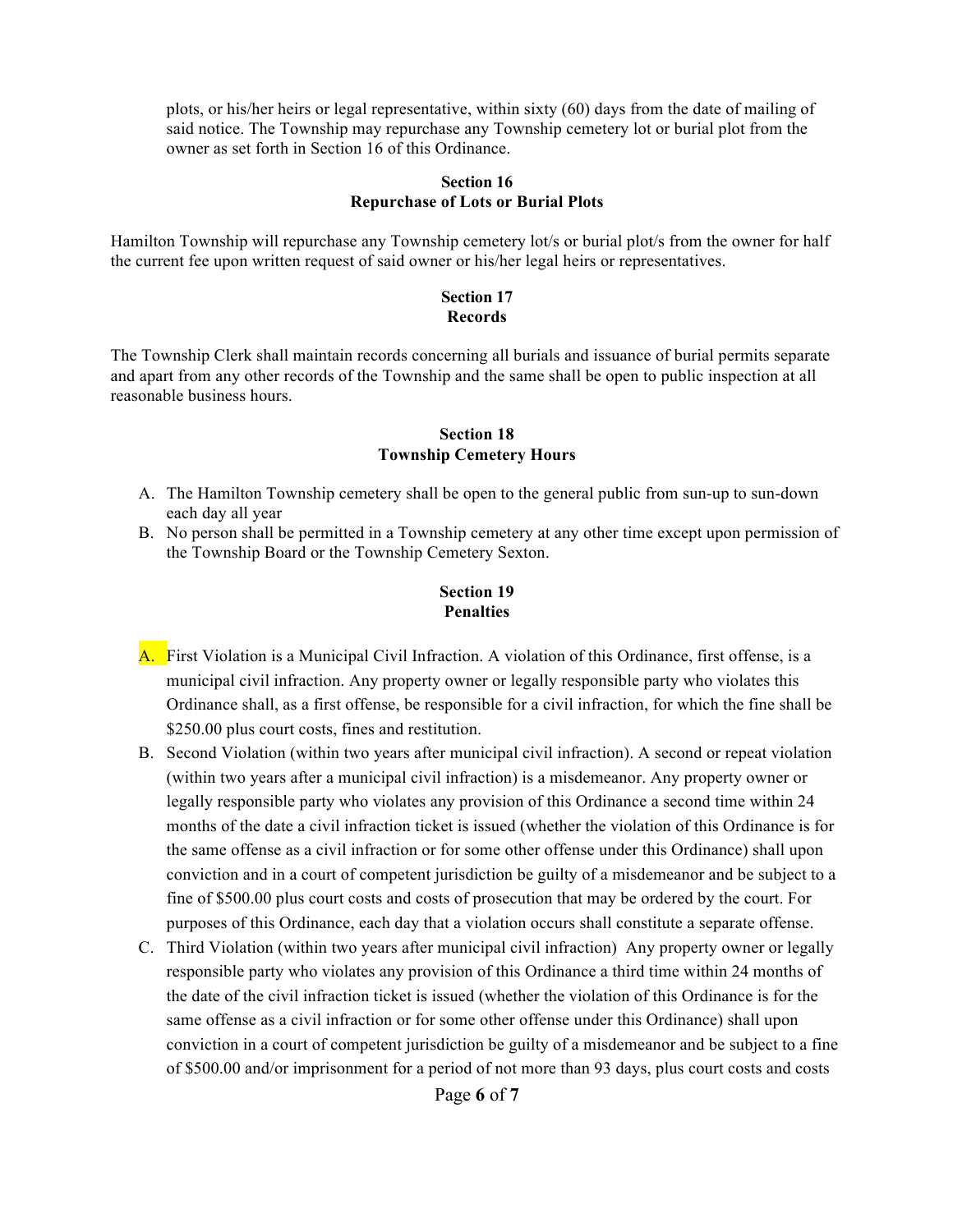plots, or his/her heirs or legal representative, within sixty (60) days from the date of mailing of said notice. The Township may repurchase any Township cemetery lot or burial plot from the owner as set forth in Section 16 of this Ordinance.

## Section 16
## Repurchase of Lots or Burial Plots

Hamilton Township will repurchase any Township cemetery lot/s or burial plot/s from the owner for half the current fee upon written request of said owner or his/her legal heirs or representatives.

## Section 17
## Records

The Township Clerk shall maintain records concerning all burials and issuance of burial permits separate and apart from any other records of the Township and the same shall be open to public inspection at all reasonable business hours.

## Section 18
## Township Cemetery Hours

A. The Hamilton Township cemetery shall be open to the general public from sun-up to sun-down each day all year
B. No person shall be permitted in a Township cemetery at any other time except upon permission of the Township Board or the Township Cemetery Sexton.

## Section 19
## Penalties

A. First Violation is a Municipal Civil Infraction. A violation of this Ordinance, first offense, is a municipal civil infraction. Any property owner or legally responsible party who violates this Ordinance shall, as a first offense, be responsible for a civil infraction, for which the fine shall be $250.00 plus court costs, fines and restitution.
B. Second Violation (within two years after municipal civil infraction). A second or repeat violation (within two years after a municipal civil infraction) is a misdemeanor. Any property owner or legally responsible party who violates any provision of this Ordinance a second time within 24 months of the date a civil infraction ticket is issued (whether the violation of this Ordinance is for the same offense as a civil infraction or for some other offense under this Ordinance) shall upon conviction and in a court of competent jurisdiction be guilty of a misdemeanor and be subject to a fine of $500.00 plus court costs and costs of prosecution that may be ordered by the court. For purposes of this Ordinance, each day that a violation occurs shall constitute a separate offense.
C. Third Violation (within two years after municipal civil infraction) Any property owner or legally responsible party who violates any provision of this Ordinance a third time within 24 months of the date of the civil infraction ticket is issued (whether the violation of this Ordinance is for the same offense as a civil infraction or for some other offense under this Ordinance) shall upon conviction in a court of competent jurisdiction be guilty of a misdemeanor and be subject to a fine of $500.00 and/or imprisonment for a period of not more than 93 days, plus court costs and costs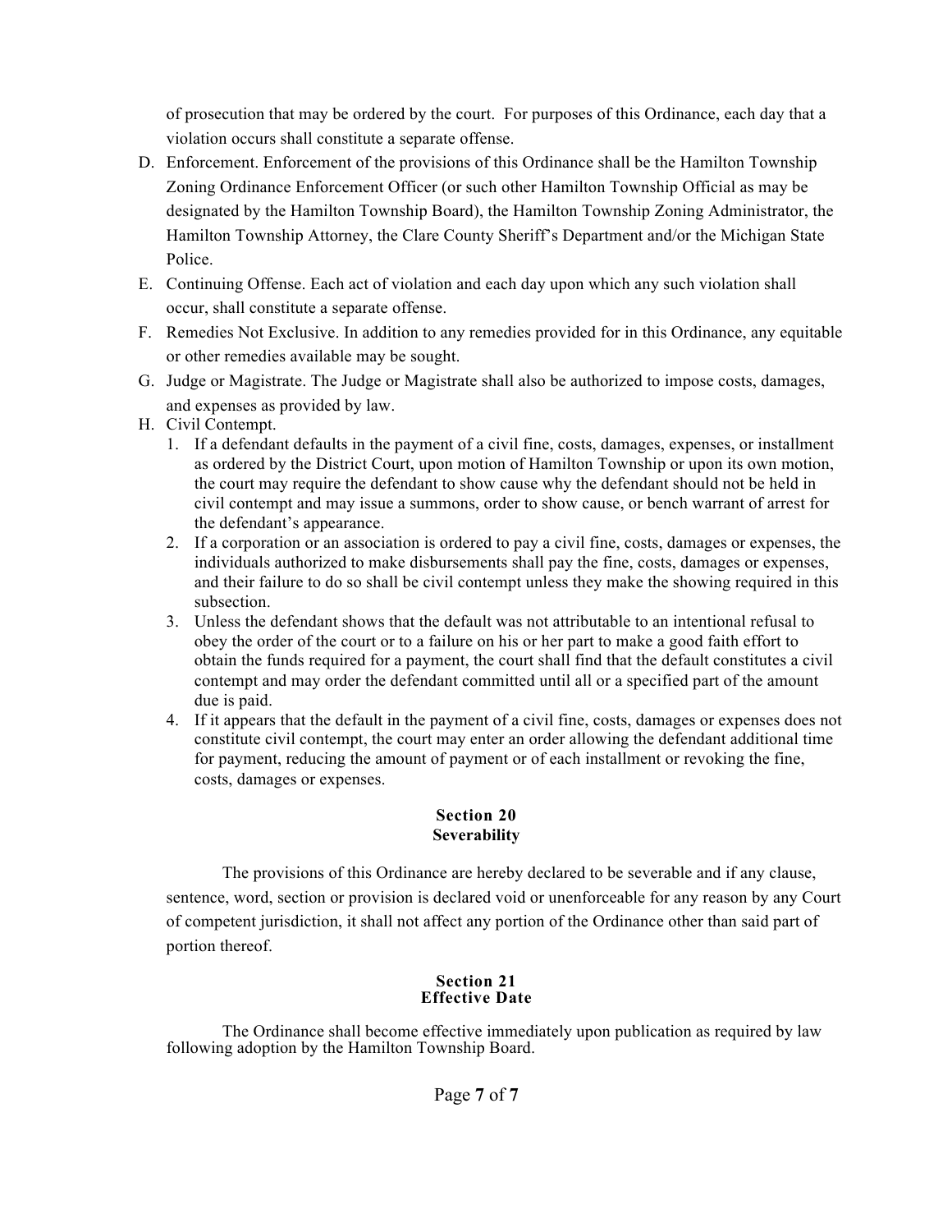of prosecution that may be ordered by the court. For purposes of this Ordinance, each day that a violation occurs shall constitute a separate offense.

D. Enforcement. Enforcement of the provisions of this Ordinance shall be the Hamilton Township Zoning Ordinance Enforcement Officer (or such other Hamilton Township Official as may be designated by the Hamilton Township Board), the Hamilton Township Zoning Administrator, the Hamilton Township Attorney, the Clare County Sheriff's Department and/or the Michigan State Police.
E. Continuing Offense. Each act of violation and each day upon which any such violation shall occur, shall constitute a separate offense.
F. Remedies Not Exclusive. In addition to any remedies provided for in this Ordinance, any equitable or other remedies available may be sought.
G. Judge or Magistrate. The Judge or Magistrate shall also be authorized to impose costs, damages, and expenses as provided by law.
H. Civil Contempt.
    1. If a defendant defaults in the payment of a civil fine, costs, damages, expenses, or installment as ordered by the District Court, upon motion of Hamilton Township or upon its own motion, the court may require the defendant to show cause why the defendant should not be held in civil contempt and may issue a summons, order to show cause, or bench warrant of arrest for the defendant's appearance.
    2. If a corporation or an association is ordered to pay a civil fine, costs, damages or expenses, the individuals authorized to make disbursements shall pay the fine, costs, damages or expenses, and their failure to do so shall be civil contempt unless they make the showing required in this subsection.
    3. Unless the defendant shows that the default was not attributable to an intentional refusal to obey the order of the court or to a failure on his or her part to make a good faith effort to obtain the funds required for a payment, the court shall find that the default constitutes a civil contempt and may order the defendant committed until all or a specified part of the amount due is paid.
    4. If it appears that the default in the payment of a civil fine, costs, damages or expenses does not constitute civil contempt, the court may enter an order allowing the defendant additional time for payment, reducing the amount of payment or of each installment or revoking the fine, costs, damages or expenses.

## Section 20
## Severability

The provisions of this Ordinance are hereby declared to be severable and if any clause, sentence, word, section or provision is declared void or unenforceable for any reason by any Court of competent jurisdiction, it shall not affect any portion of the Ordinance other than said part of portion thereof.

## Section 21
## Effective Date

The Ordinance shall become effective immediately upon publication as required by law following adoption by the Hamilton Township Board.